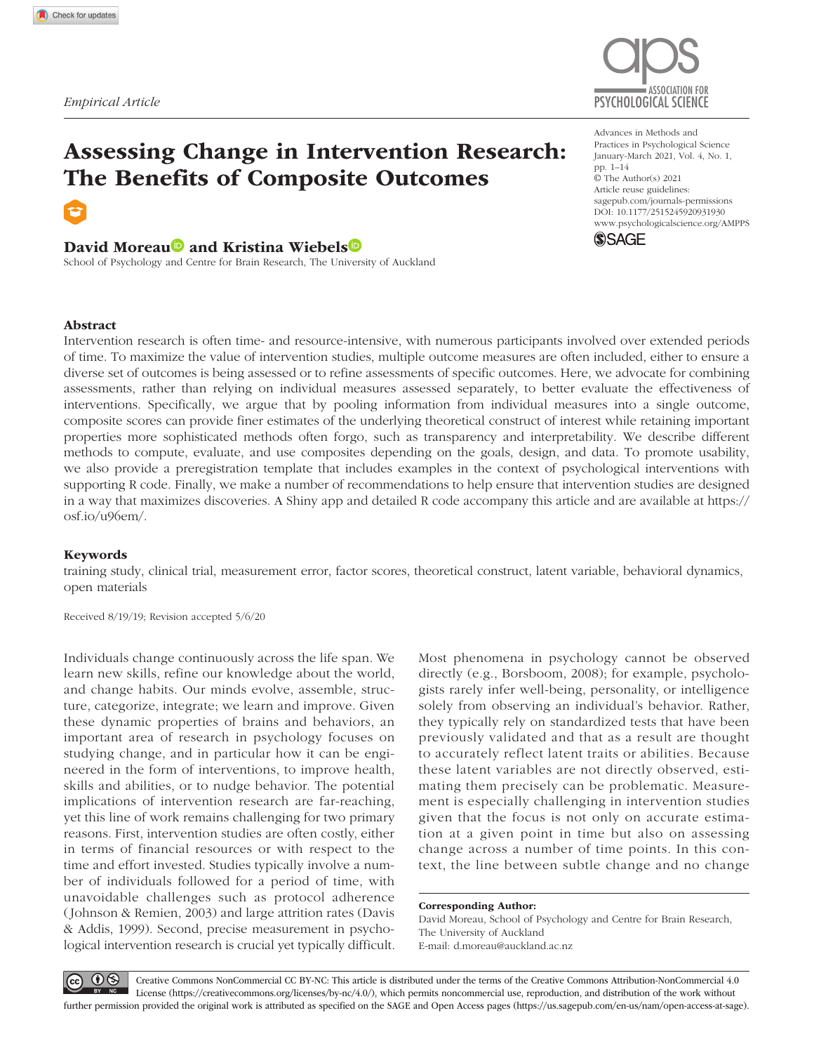*Empirical Article*

# Assessing Change in Intervention Research: The Benefits of Composite Outcomes

**David Moreau and Kristina Wiebels**

School of Psychology and Centre for Brain Research, The University of Auckland

Advances in Methods and Practices in Psychological Science
January-March 2021, Vol. 4, No. 1, pp. 1–14
© The Author(s) 2021
Article reuse guidelines: sagepub.com/journals-permissions
DOI: 10.1177/2515245920931930
www.psychologicalscience.org/AMPPS

## Abstract

Intervention research is often time- and resource-intensive, with numerous participants involved over extended periods of time. To maximize the value of intervention studies, multiple outcome measures are often included, either to ensure a diverse set of outcomes is being assessed or to refine assessments of specific outcomes. Here, we advocate for combining assessments, rather than relying on individual measures assessed separately, to better evaluate the effectiveness of interventions. Specifically, we argue that by pooling information from individual measures into a single outcome, composite scores can provide finer estimates of the underlying theoretical construct of interest while retaining important properties more sophisticated methods often forgo, such as transparency and interpretability. We describe different methods to compute, evaluate, and use composites depending on the goals, design, and data. To promote usability, we also provide a preregistration template that includes examples in the context of psychological interventions with supporting R code. Finally, we make a number of recommendations to help ensure that intervention studies are designed in a way that maximizes discoveries. A Shiny app and detailed R code accompany this article and are available at https://osf.io/u96em/.

## Keywords

training study, clinical trial, measurement error, factor scores, theoretical construct, latent variable, behavioral dynamics, open materials

Received 8/19/19; Revision accepted 5/6/20

Individuals change continuously across the life span. We learn new skills, refine our knowledge about the world, and change habits. Our minds evolve, assemble, structure, categorize, integrate; we learn and improve. Given these dynamic properties of brains and behaviors, an important area of research in psychology focuses on studying change, and in particular how it can be engineered in the form of interventions, to improve health, skills and abilities, or to nudge behavior. The potential implications of intervention research are far-reaching, yet this line of work remains challenging for two primary reasons. First, intervention studies are often costly, either in terms of financial resources or with respect to the time and effort invested. Studies typically involve a number of individuals followed for a period of time, with unavoidable challenges such as protocol adherence (Johnson & Remien, 2003) and large attrition rates (Davis & Addis, 1999). Second, precise measurement in psychological intervention research is crucial yet typically difficult. Most phenomena in psychology cannot be observed directly (e.g., Borsboom, 2008); for example, psychologists rarely infer well-being, personality, or intelligence solely from observing an individual's behavior. Rather, they typically rely on standardized tests that have been previously validated and that as a result are thought to accurately reflect latent traits or abilities. Because these latent variables are not directly observed, estimating them precisely can be problematic. Measurement is especially challenging in intervention studies given that the focus is not only on accurate estimation at a given point in time but also on assessing change across a number of time points. In this context, the line between subtle change and no change

**Corresponding Author:**
David Moreau, School of Psychology and Centre for Brain Research, The University of Auckland
E-mail: d.moreau@auckland.ac.nz

Creative Commons NonCommercial CC BY-NC: This article is distributed under the terms of the Creative Commons Attribution-NonCommercial 4.0 License (https://creativecommons.org/licenses/by-nc/4.0/), which permits noncommercial use, reproduction, and distribution of the work without further permission provided the original work is attributed as specified on the SAGE and Open Access pages (https://us.sagepub.com/en-us/nam/open-access-at-sage).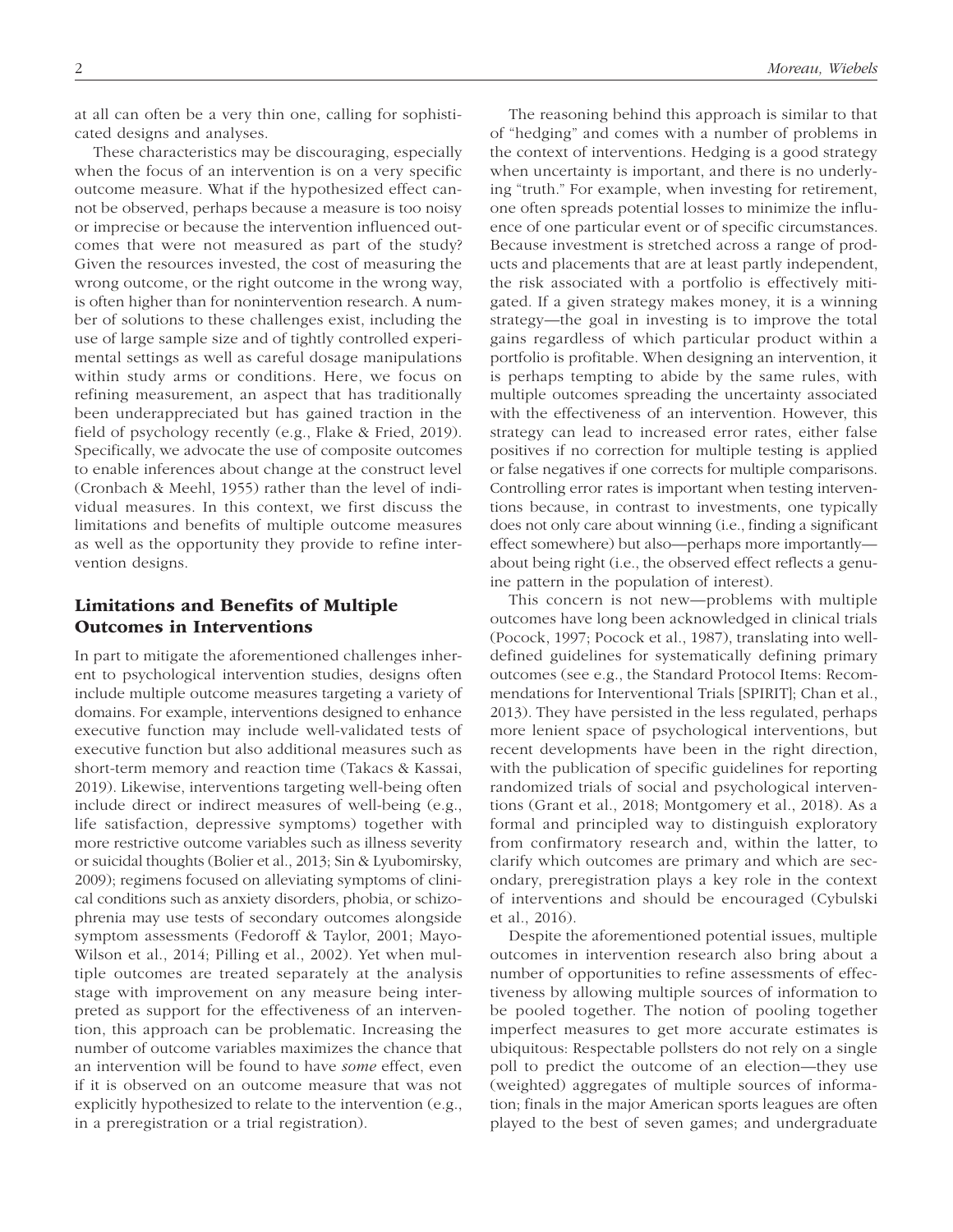at all can often be a very thin one, calling for sophisticated designs and analyses.

These characteristics may be discouraging, especially when the focus of an intervention is on a very specific outcome measure. What if the hypothesized effect cannot be observed, perhaps because a measure is too noisy or imprecise or because the intervention influenced outcomes that were not measured as part of the study? Given the resources invested, the cost of measuring the wrong outcome, or the right outcome in the wrong way, is often higher than for nonintervention research. A number of solutions to these challenges exist, including the use of large sample size and of tightly controlled experimental settings as well as careful dosage manipulations within study arms or conditions. Here, we focus on refining measurement, an aspect that has traditionally been underappreciated but has gained traction in the field of psychology recently (e.g., Flake & Fried, 2019). Specifically, we advocate the use of composite outcomes to enable inferences about change at the construct level (Cronbach & Meehl, 1955) rather than the level of individual measures. In this context, we first discuss the limitations and benefits of multiple outcome measures as well as the opportunity they provide to refine intervention designs.

## Limitations and Benefits of Multiple Outcomes in Interventions

In part to mitigate the aforementioned challenges inherent to psychological intervention studies, designs often include multiple outcome measures targeting a variety of domains. For example, interventions designed to enhance executive function may include well-validated tests of executive function but also additional measures such as short-term memory and reaction time (Takacs & Kassai, 2019). Likewise, interventions targeting well-being often include direct or indirect measures of well-being (e.g., life satisfaction, depressive symptoms) together with more restrictive outcome variables such as illness severity or suicidal thoughts (Bolier et al., 2013; Sin & Lyubomirsky, 2009); regimens focused on alleviating symptoms of clinical conditions such as anxiety disorders, phobia, or schizophrenia may use tests of secondary outcomes alongside symptom assessments (Fedoroff & Taylor, 2001; Mayo-Wilson et al., 2014; Pilling et al., 2002). Yet when multiple outcomes are treated separately at the analysis stage with improvement on any measure being interpreted as support for the effectiveness of an intervention, this approach can be problematic. Increasing the number of outcome variables maximizes the chance that an intervention will be found to have *some* effect, even if it is observed on an outcome measure that was not explicitly hypothesized to relate to the intervention (e.g., in a preregistration or a trial registration).

The reasoning behind this approach is similar to that of "hedging" and comes with a number of problems in the context of interventions. Hedging is a good strategy when uncertainty is important, and there is no underlying "truth." For example, when investing for retirement, one often spreads potential losses to minimize the influence of one particular event or of specific circumstances. Because investment is stretched across a range of products and placements that are at least partly independent, the risk associated with a portfolio is effectively mitigated. If a given strategy makes money, it is a winning strategy—the goal in investing is to improve the total gains regardless of which particular product within a portfolio is profitable. When designing an intervention, it is perhaps tempting to abide by the same rules, with multiple outcomes spreading the uncertainty associated with the effectiveness of an intervention. However, this strategy can lead to increased error rates, either false positives if no correction for multiple testing is applied or false negatives if one corrects for multiple comparisons. Controlling error rates is important when testing interventions because, in contrast to investments, one typically does not only care about winning (i.e., finding a significant effect somewhere) but also—perhaps more importantly—about being right (i.e., the observed effect reflects a genuine pattern in the population of interest).

This concern is not new—problems with multiple outcomes have long been acknowledged in clinical trials (Pocock, 1997; Pocock et al., 1987), translating into well-defined guidelines for systematically defining primary outcomes (see e.g., the Standard Protocol Items: Recommendations for Interventional Trials [SPIRIT]; Chan et al., 2013). They have persisted in the less regulated, perhaps more lenient space of psychological interventions, but recent developments have been in the right direction, with the publication of specific guidelines for reporting randomized trials of social and psychological interventions (Grant et al., 2018; Montgomery et al., 2018). As a formal and principled way to distinguish exploratory from confirmatory research and, within the latter, to clarify which outcomes are primary and which are secondary, preregistration plays a key role in the context of interventions and should be encouraged (Cybulski et al., 2016).

Despite the aforementioned potential issues, multiple outcomes in intervention research also bring about a number of opportunities to refine assessments of effectiveness by allowing multiple sources of information to be pooled together. The notion of pooling together imperfect measures to get more accurate estimates is ubiquitous: Respectable pollsters do not rely on a single poll to predict the outcome of an election—they use (weighted) aggregates of multiple sources of information; finals in the major American sports leagues are often played to the best of seven games; and undergraduate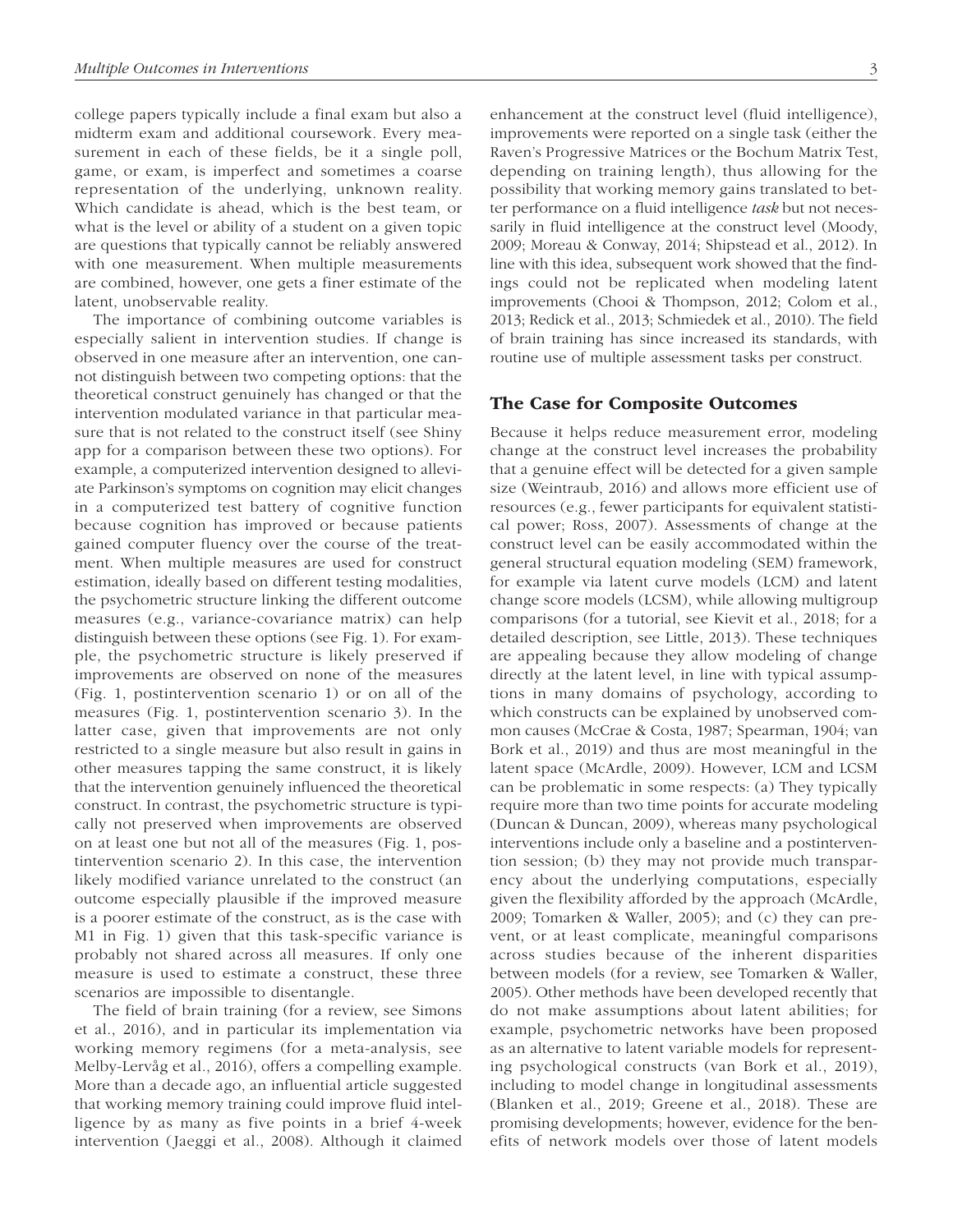college papers typically include a final exam but also a midterm exam and additional coursework. Every measurement in each of these fields, be it a single poll, game, or exam, is imperfect and sometimes a coarse representation of the underlying, unknown reality. Which candidate is ahead, which is the best team, or what is the level or ability of a student on a given topic are questions that typically cannot be reliably answered with one measurement. When multiple measurements are combined, however, one gets a finer estimate of the latent, unobservable reality.

The importance of combining outcome variables is especially salient in intervention studies. If change is observed in one measure after an intervention, one cannot distinguish between two competing options: that the theoretical construct genuinely has changed or that the intervention modulated variance in that particular measure that is not related to the construct itself (see Shiny app for a comparison between these two options). For example, a computerized intervention designed to alleviate Parkinson's symptoms on cognition may elicit changes in a computerized test battery of cognitive function because cognition has improved or because patients gained computer fluency over the course of the treatment. When multiple measures are used for construct estimation, ideally based on different testing modalities, the psychometric structure linking the different outcome measures (e.g., variance-covariance matrix) can help distinguish between these options (see Fig. 1). For example, the psychometric structure is likely preserved if improvements are observed on none of the measures (Fig. 1, postintervention scenario 1) or on all of the measures (Fig. 1, postintervention scenario 3). In the latter case, given that improvements are not only restricted to a single measure but also result in gains in other measures tapping the same construct, it is likely that the intervention genuinely influenced the theoretical construct. In contrast, the psychometric structure is typically not preserved when improvements are observed on at least one but not all of the measures (Fig. 1, postintervention scenario 2). In this case, the intervention likely modified variance unrelated to the construct (an outcome especially plausible if the improved measure is a poorer estimate of the construct, as is the case with M1 in Fig. 1) given that this task-specific variance is probably not shared across all measures. If only one measure is used to estimate a construct, these three scenarios are impossible to disentangle.

The field of brain training (for a review, see Simons et al., 2016), and in particular its implementation via working memory regimens (for a meta-analysis, see Melby-Lervåg et al., 2016), offers a compelling example. More than a decade ago, an influential article suggested that working memory training could improve fluid intelligence by as many as five points in a brief 4-week intervention (Jaeggi et al., 2008). Although it claimed enhancement at the construct level (fluid intelligence), improvements were reported on a single task (either the Raven's Progressive Matrices or the Bochum Matrix Test, depending on training length), thus allowing for the possibility that working memory gains translated to better performance on a fluid intelligence *task* but not necessarily in fluid intelligence at the construct level (Moody, 2009; Moreau & Conway, 2014; Shipstead et al., 2012). In line with this idea, subsequent work showed that the findings could not be replicated when modeling latent improvements (Chooi & Thompson, 2012; Colom et al., 2013; Redick et al., 2013; Schmiedek et al., 2010). The field of brain training has since increased its standards, with routine use of multiple assessment tasks per construct.

## The Case for Composite Outcomes

Because it helps reduce measurement error, modeling change at the construct level increases the probability that a genuine effect will be detected for a given sample size (Weintraub, 2016) and allows more efficient use of resources (e.g., fewer participants for equivalent statistical power; Ross, 2007). Assessments of change at the construct level can be easily accommodated within the general structural equation modeling (SEM) framework, for example via latent curve models (LCM) and latent change score models (LCSM), while allowing multigroup comparisons (for a tutorial, see Kievit et al., 2018; for a detailed description, see Little, 2013). These techniques are appealing because they allow modeling of change directly at the latent level, in line with typical assumptions in many domains of psychology, according to which constructs can be explained by unobserved common causes (McCrae & Costa, 1987; Spearman, 1904; van Bork et al., 2019) and thus are most meaningful in the latent space (McArdle, 2009). However, LCM and LCSM can be problematic in some respects: (a) They typically require more than two time points for accurate modeling (Duncan & Duncan, 2009), whereas many psychological interventions include only a baseline and a postintervention session; (b) they may not provide much transparency about the underlying computations, especially given the flexibility afforded by the approach (McArdle, 2009; Tomarken & Waller, 2005); and (c) they can prevent, or at least complicate, meaningful comparisons across studies because of the inherent disparities between models (for a review, see Tomarken & Waller, 2005). Other methods have been developed recently that do not make assumptions about latent abilities; for example, psychometric networks have been proposed as an alternative to latent variable models for representing psychological constructs (van Bork et al., 2019), including to model change in longitudinal assessments (Blanken et al., 2019; Greene et al., 2018). These are promising developments; however, evidence for the benefits of network models over those of latent models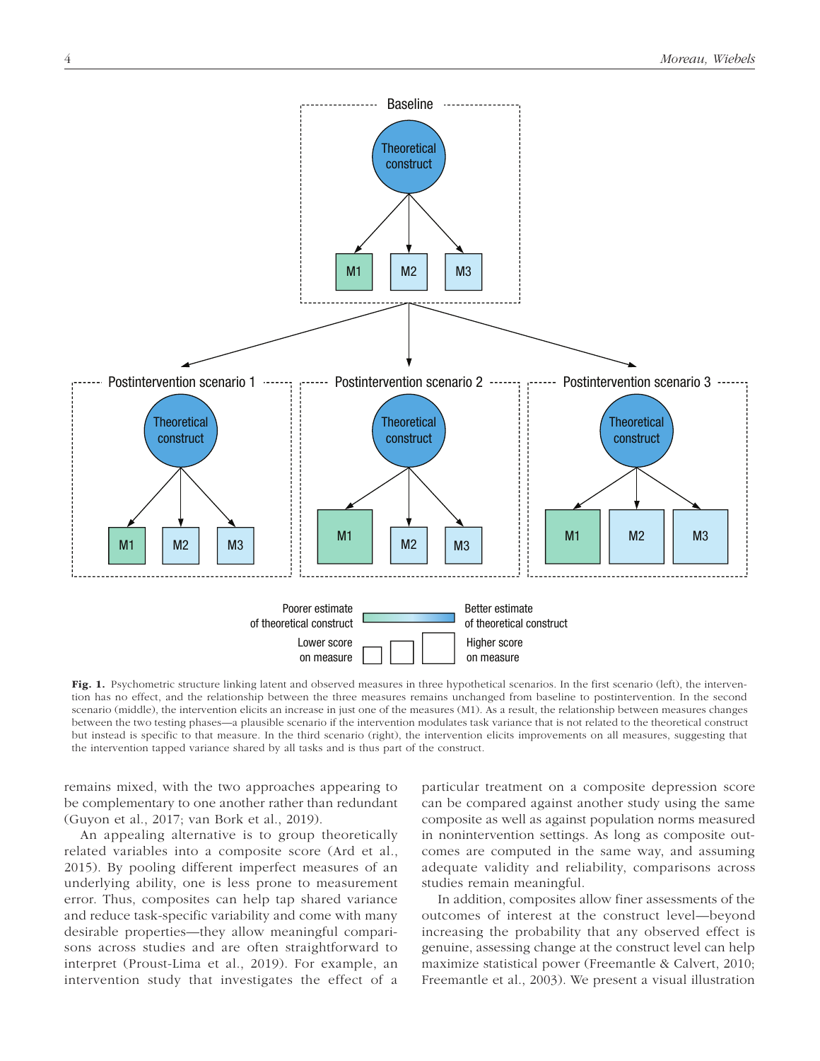**Fig. 1.** Psychometric structure linking latent and observed measures in three hypothetical scenarios. In the first scenario (left), the intervention has no effect, and the relationship between the three measures remains unchanged from baseline to postintervention. In the second scenario (middle), the intervention elicits an increase in just one of the measures (M1). As a result, the relationship between measures changes between the two testing phases—a plausible scenario if the intervention modulates task variance that is not related to the theoretical construct but instead is specific to that measure. In the third scenario (right), the intervention elicits improvements on all measures, suggesting that the intervention tapped variance shared by all tasks and is thus part of the construct.

remains mixed, with the two approaches appearing to be complementary to one another rather than redundant (Guyon et al., 2017; van Bork et al., 2019).

An appealing alternative is to group theoretically related variables into a composite score (Ard et al., 2015). By pooling different imperfect measures of an underlying ability, one is less prone to measurement error. Thus, composites can help tap shared variance and reduce task-specific variability and come with many desirable properties—they allow meaningful comparisons across studies and are often straightforward to interpret (Proust-Lima et al., 2019). For example, an intervention study that investigates the effect of a particular treatment on a composite depression score can be compared against another study using the same composite as well as against population norms measured in nonintervention settings. As long as composite outcomes are computed in the same way, and assuming adequate validity and reliability, comparisons across studies remain meaningful.

In addition, composites allow finer assessments of the outcomes of interest at the construct level—beyond increasing the probability that any observed effect is genuine, assessing change at the construct level can help maximize statistical power (Freemantle & Calvert, 2010; Freemantle et al., 2003). We present a visual illustration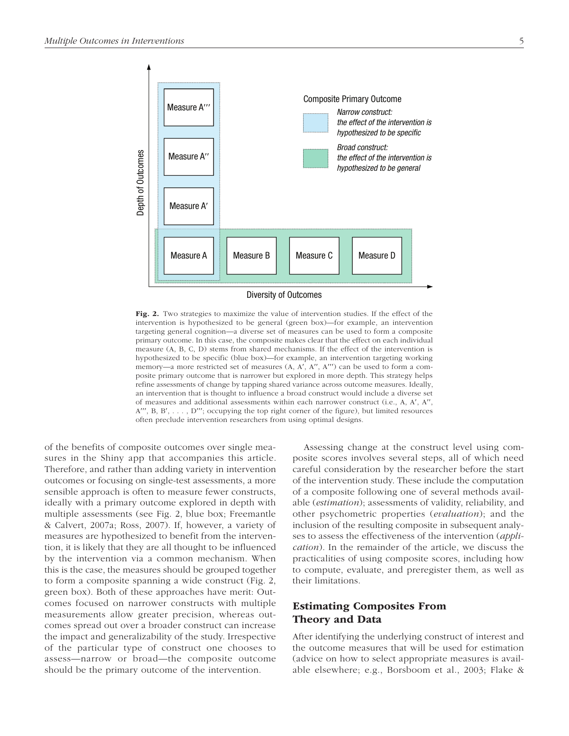Composite Primary Outcome

*Narrow construct: the effect of the intervention is hypothesized to be specific*

*Broad construct: the effect of the intervention is hypothesized to be general*

Depth of Outcomes

Measure A‴

Measure A″

Measure A′

Measure A | Measure B | Measure C | Measure D

Diversity of Outcomes

**Fig. 2.** Two strategies to maximize the value of intervention studies. If the effect of the intervention is hypothesized to be general (green box)—for example, an intervention targeting general cognition—a diverse set of measures can be used to form a composite primary outcome. In this case, the composite makes clear that the effect on each individual measure (A, B, C, D) stems from shared mechanisms. If the effect of the intervention is hypothesized to be specific (blue box)—for example, an intervention targeting working memory—a more restricted set of measures (A, A′, A″, A‴) can be used to form a composite primary outcome that is narrower but explored in more depth. This strategy helps refine assessments of change by tapping shared variance across outcome measures. Ideally, an intervention that is thought to influence a broad construct would include a diverse set of measures and additional assessments within each narrower construct (i.e., A, A′, A″, A‴, B, B′, . . . , D‴; occupying the top right corner of the figure), but limited resources often preclude intervention researchers from using optimal designs.

of the benefits of composite outcomes over single measures in the Shiny app that accompanies this article. Therefore, and rather than adding variety in intervention outcomes or focusing on single-test assessments, a more sensible approach is often to measure fewer constructs, ideally with a primary outcome explored in depth with multiple assessments (see Fig. 2, blue box; Freemantle & Calvert, 2007a; Ross, 2007). If, however, a variety of measures are hypothesized to benefit from the intervention, it is likely that they are all thought to be influenced by the intervention via a common mechanism. When this is the case, the measures should be grouped together to form a composite spanning a wide construct (Fig. 2, green box). Both of these approaches have merit: Outcomes focused on narrower constructs with multiple measurements allow greater precision, whereas outcomes spread out over a broader construct can increase the impact and generalizability of the study. Irrespective of the particular type of construct one chooses to assess—narrow or broad—the composite outcome should be the primary outcome of the intervention.

Assessing change at the construct level using composite scores involves several steps, all of which need careful consideration by the researcher before the start of the intervention study. These include the computation of a composite following one of several methods available (*estimation*); assessments of validity, reliability, and other psychometric properties (*evaluation*); and the inclusion of the resulting composite in subsequent analyses to assess the effectiveness of the intervention (*application*). In the remainder of the article, we discuss the practicalities of using composite scores, including how to compute, evaluate, and preregister them, as well as their limitations.

## Estimating Composites From Theory and Data

After identifying the underlying construct of interest and the outcome measures that will be used for estimation (advice on how to select appropriate measures is available elsewhere; e.g., Borsboom et al., 2003; Flake &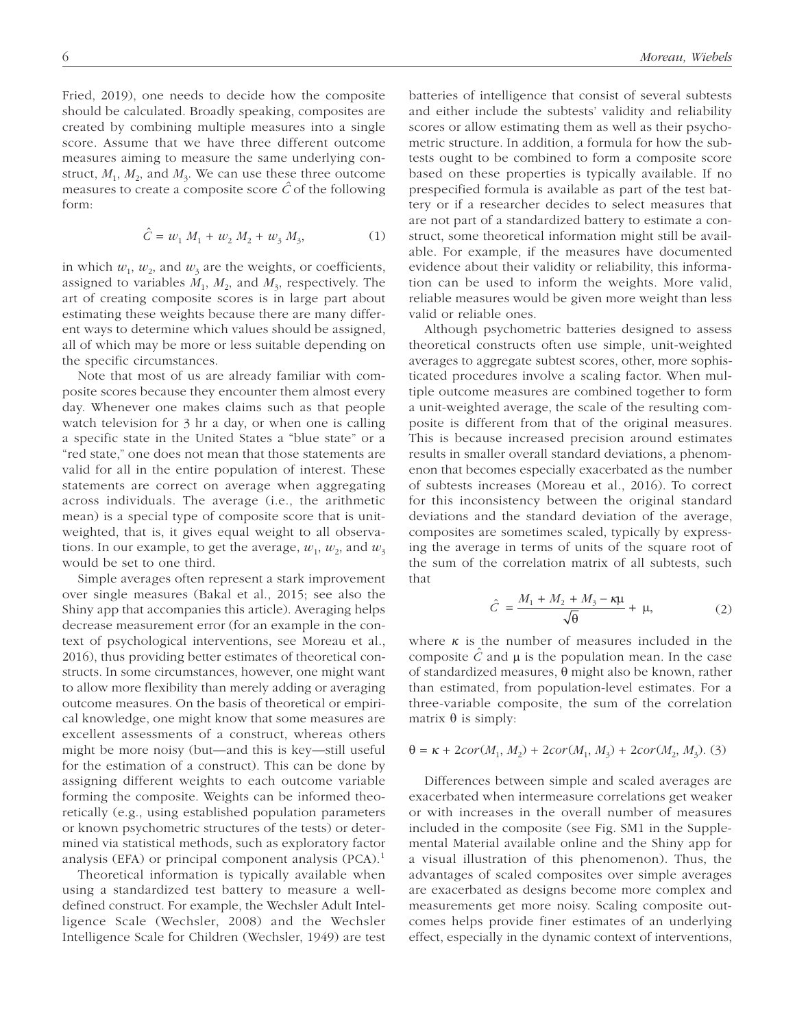Fried, 2019), one needs to decide how the composite should be calculated. Broadly speaking, composites are created by combining multiple measures into a single score. Assume that we have three different outcome measures aiming to measure the same underlying construct, $M_1$, $M_2$, and $M_3$. We can use these three outcome measures to create a composite score $\hat{C}$ of the following form:

$$\hat{C} = w_1 M_1 + w_2 M_2 + w_3 M_3, \quad (1)$$

in which $w_1$, $w_2$, and $w_3$ are the weights, or coefficients, assigned to variables $M_1$, $M_2$, and $M_3$, respectively. The art of creating composite scores is in large part about estimating these weights because there are many different ways to determine which values should be assigned, all of which may be more or less suitable depending on the specific circumstances.

Note that most of us are already familiar with composite scores because they encounter them almost every day. Whenever one makes claims such as that people watch television for 3 hr a day, or when one is calling a specific state in the United States a "blue state" or a "red state," one does not mean that those statements are valid for all in the entire population of interest. These statements are correct on average when aggregating across individuals. The average (i.e., the arithmetic mean) is a special type of composite score that is unit-weighted, that is, it gives equal weight to all observations. In our example, to get the average, $w_1$, $w_2$, and $w_3$ would be set to one third.

Simple averages often represent a stark improvement over single measures (Bakal et al., 2015; see also the Shiny app that accompanies this article). Averaging helps decrease measurement error (for an example in the context of psychological interventions, see Moreau et al., 2016), thus providing better estimates of theoretical constructs. In some circumstances, however, one might want to allow more flexibility than merely adding or averaging outcome measures. On the basis of theoretical or empirical knowledge, one might know that some measures are excellent assessments of a construct, whereas others might be more noisy (but—and this is key—still useful for the estimation of a construct). This can be done by assigning different weights to each outcome variable forming the composite. Weights can be informed theoretically (e.g., using established population parameters or known psychometric structures of the tests) or determined via statistical methods, such as exploratory factor analysis (EFA) or principal component analysis (PCA).[1]

Theoretical information is typically available when using a standardized test battery to measure a well-defined construct. For example, the Wechsler Adult Intelligence Scale (Wechsler, 2008) and the Wechsler Intelligence Scale for Children (Wechsler, 1949) are test batteries of intelligence that consist of several subtests and either include the subtests' validity and reliability scores or allow estimating them as well as their psychometric structure. In addition, a formula for how the subtests ought to be combined to form a composite score based on these properties is typically available. If no prespecified formula is available as part of the test battery or if a researcher decides to select measures that are not part of a standardized battery to estimate a construct, some theoretical information might still be available. For example, if the measures have documented evidence about their validity or reliability, this information can be used to inform the weights. More valid, reliable measures would be given more weight than less valid or reliable ones.

Although psychometric batteries designed to assess theoretical constructs often use simple, unit-weighted averages to aggregate subtest scores, other, more sophisticated procedures involve a scaling factor. When multiple outcome measures are combined together to form a unit-weighted average, the scale of the resulting composite is different from that of the original measures. This is because increased precision around estimates results in smaller overall standard deviations, a phenomenon that becomes especially exacerbated as the number of subtests increases (Moreau et al., 2016). To correct for this inconsistency between the original standard deviations and the standard deviation of the average, composites are sometimes scaled, typically by expressing the average in terms of units of the square root of the sum of the correlation matrix of all subtests, such that

$$\hat{C} = \frac{M_1 + M_2 + M_3 - \kappa\mu}{\sqrt{\theta}} + \mu, \quad (2)$$

where $\kappa$ is the number of measures included in the composite $\hat{C}$ and $\mu$ is the population mean. In the case of standardized measures, $\theta$ might also be known, rather than estimated, from population-level estimates. For a three-variable composite, the sum of the correlation matrix $\theta$ is simply:

$$\theta = \kappa + 2cor(M_1, M_2) + 2cor(M_1, M_3) + 2cor(M_2, M_3). \quad (3)$$

Differences between simple and scaled averages are exacerbated when intermeasure correlations get weaker or with increases in the overall number of measures included in the composite (see Fig. SM1 in the Supplemental Material available online and the Shiny app for a visual illustration of this phenomenon). Thus, the advantages of scaled composites over simple averages are exacerbated as designs become more complex and measurements get more noisy. Scaling composite outcomes helps provide finer estimates of an underlying effect, especially in the dynamic context of interventions,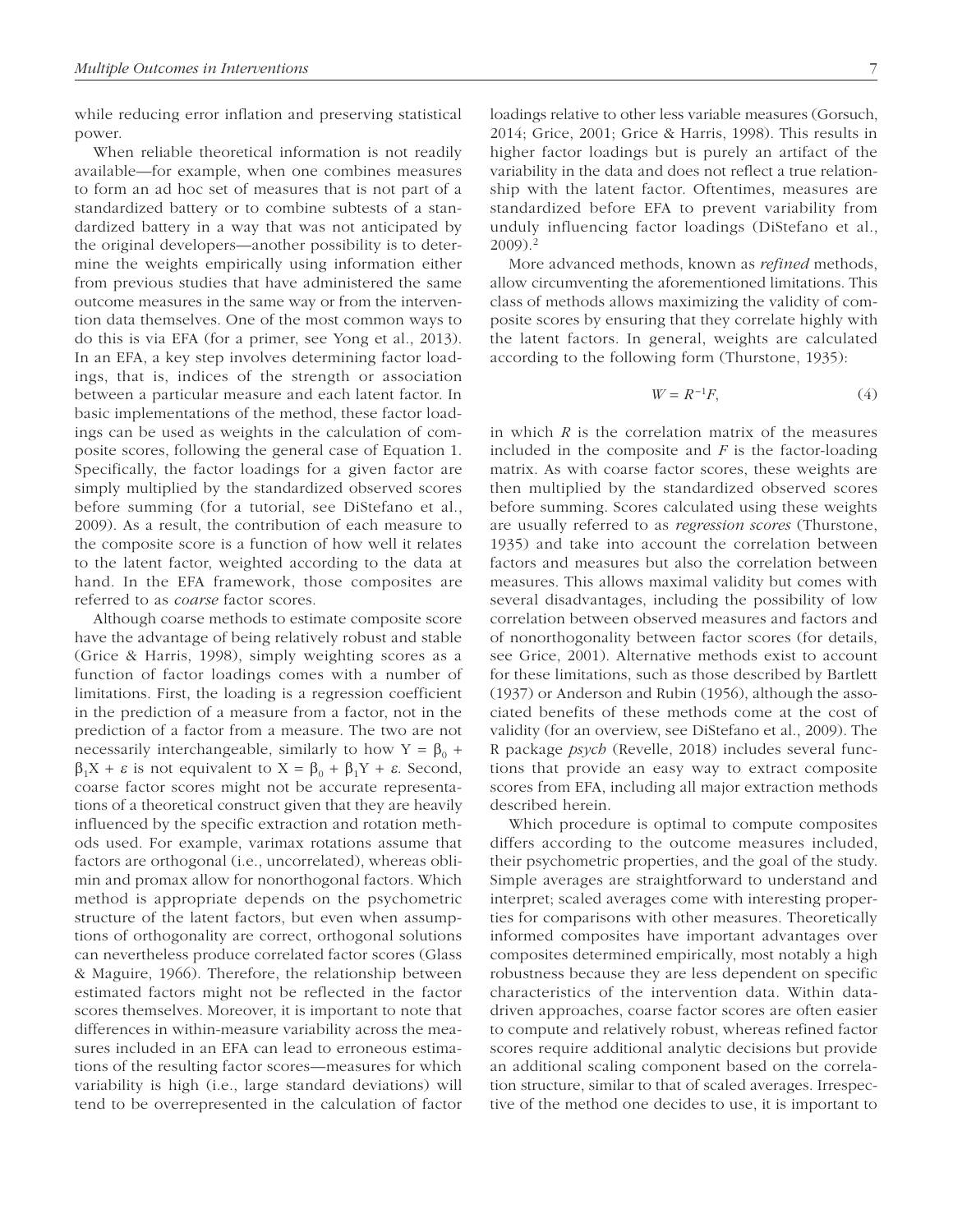while reducing error inflation and preserving statistical power.

When reliable theoretical information is not readily available—for example, when one combines measures to form an ad hoc set of measures that is not part of a standardized battery or to combine subtests of a standardized battery in a way that was not anticipated by the original developers—another possibility is to determine the weights empirically using information either from previous studies that have administered the same outcome measures in the same way or from the intervention data themselves. One of the most common ways to do this is via EFA (for a primer, see Yong et al., 2013). In an EFA, a key step involves determining factor loadings, that is, indices of the strength or association between a particular measure and each latent factor. In basic implementations of the method, these factor loadings can be used as weights in the calculation of composite scores, following the general case of Equation 1. Specifically, the factor loadings for a given factor are simply multiplied by the standardized observed scores before summing (for a tutorial, see DiStefano et al., 2009). As a result, the contribution of each measure to the composite score is a function of how well it relates to the latent factor, weighted according to the data at hand. In the EFA framework, those composites are referred to as *coarse* factor scores.

Although coarse methods to estimate composite score have the advantage of being relatively robust and stable (Grice & Harris, 1998), simply weighting scores as a function of factor loadings comes with a number of limitations. First, the loading is a regression coefficient in the prediction of a measure from a factor, not in the prediction of a factor from a measure. The two are not necessarily interchangeable, similarly to how $Y = \beta_0 + \beta_1 X + \varepsilon$ is not equivalent to $X = \beta_0 + \beta_1 Y + \varepsilon$. Second, coarse factor scores might not be accurate representations of a theoretical construct given that they are heavily influenced by the specific extraction and rotation methods used. For example, varimax rotations assume that factors are orthogonal (i.e., uncorrelated), whereas oblimin and promax allow for nonorthogonal factors. Which method is appropriate depends on the psychometric structure of the latent factors, but even when assumptions of orthogonality are correct, orthogonal solutions can nevertheless produce correlated factor scores (Glass & Maguire, 1966). Therefore, the relationship between estimated factors might not be reflected in the factor scores themselves. Moreover, it is important to note that differences in within-measure variability across the measures included in an EFA can lead to erroneous estimations of the resulting factor scores—measures for which variability is high (i.e., large standard deviations) will tend to be overrepresented in the calculation of factor loadings relative to other less variable measures (Gorsuch, 2014; Grice, 2001; Grice & Harris, 1998). This results in higher factor loadings but is purely an artifact of the variability in the data and does not reflect a true relationship with the latent factor. Oftentimes, measures are standardized before EFA to prevent variability from unduly influencing factor loadings (DiStefano et al., 2009).[2]

More advanced methods, known as *refined* methods, allow circumventing the aforementioned limitations. This class of methods allows maximizing the validity of composite scores by ensuring that they correlate highly with the latent factors. In general, weights are calculated according to the following form (Thurstone, 1935):

$$W = R^{-1}F, \tag{4}$$

in which $R$ is the correlation matrix of the measures included in the composite and $F$ is the factor-loading matrix. As with coarse factor scores, these weights are then multiplied by the standardized observed scores before summing. Scores calculated using these weights are usually referred to as *regression scores* (Thurstone, 1935) and take into account the correlation between factors and measures but also the correlation between measures. This allows maximal validity but comes with several disadvantages, including the possibility of low correlation between observed measures and factors and of nonorthogonality between factor scores (for details, see Grice, 2001). Alternative methods exist to account for these limitations, such as those described by Bartlett (1937) or Anderson and Rubin (1956), although the associated benefits of these methods come at the cost of validity (for an overview, see DiStefano et al., 2009). The R package *psych* (Revelle, 2018) includes several functions that provide an easy way to extract composite scores from EFA, including all major extraction methods described herein.

Which procedure is optimal to compute composites differs according to the outcome measures included, their psychometric properties, and the goal of the study. Simple averages are straightforward to understand and interpret; scaled averages come with interesting properties for comparisons with other measures. Theoretically informed composites have important advantages over composites determined empirically, most notably a high robustness because they are less dependent on specific characteristics of the intervention data. Within data-driven approaches, coarse factor scores are often easier to compute and relatively robust, whereas refined factor scores require additional analytic decisions but provide an additional scaling component based on the correlation structure, similar to that of scaled averages. Irrespective of the method one decides to use, it is important to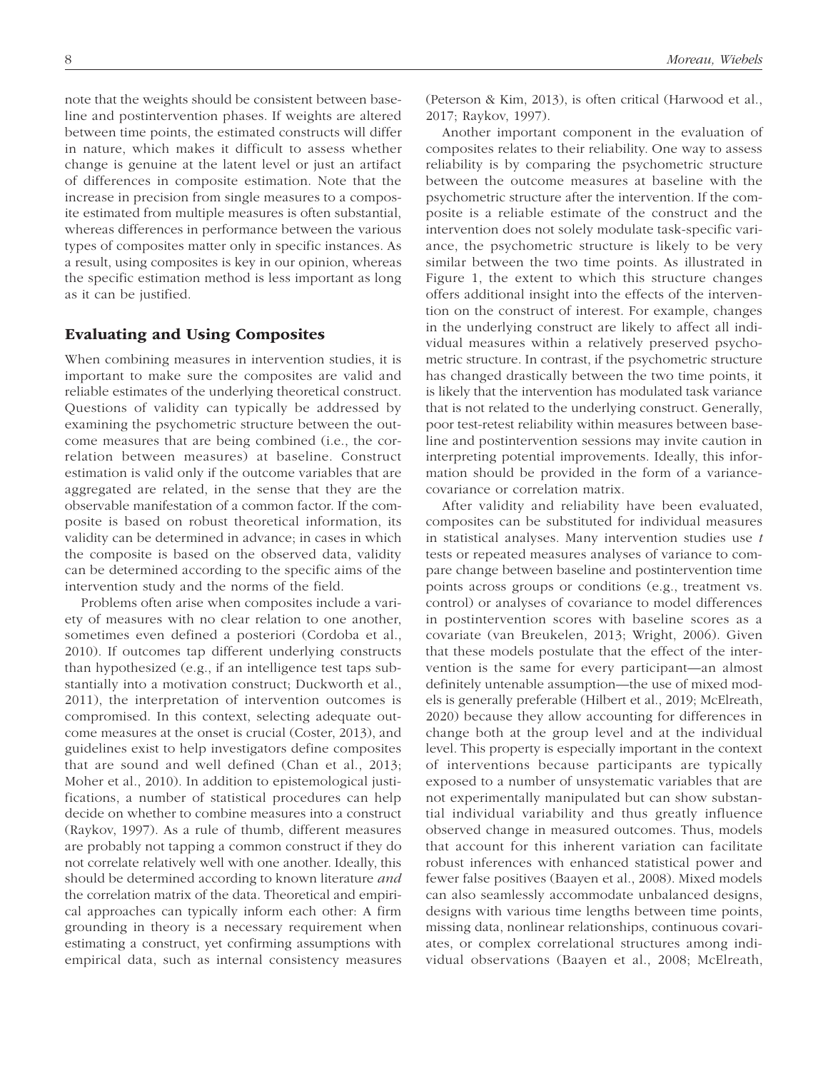note that the weights should be consistent between baseline and postintervention phases. If weights are altered between time points, the estimated constructs will differ in nature, which makes it difficult to assess whether change is genuine at the latent level or just an artifact of differences in composite estimation. Note that the increase in precision from single measures to a composite estimated from multiple measures is often substantial, whereas differences in performance between the various types of composites matter only in specific instances. As a result, using composites is key in our opinion, whereas the specific estimation method is less important as long as it can be justified.

## Evaluating and Using Composites

When combining measures in intervention studies, it is important to make sure the composites are valid and reliable estimates of the underlying theoretical construct. Questions of validity can typically be addressed by examining the psychometric structure between the outcome measures that are being combined (i.e., the correlation between measures) at baseline. Construct estimation is valid only if the outcome variables that are aggregated are related, in the sense that they are the observable manifestation of a common factor. If the composite is based on robust theoretical information, its validity can be determined in advance; in cases in which the composite is based on the observed data, validity can be determined according to the specific aims of the intervention study and the norms of the field.

Problems often arise when composites include a variety of measures with no clear relation to one another, sometimes even defined a posteriori (Cordoba et al., 2010). If outcomes tap different underlying constructs than hypothesized (e.g., if an intelligence test taps substantially into a motivation construct; Duckworth et al., 2011), the interpretation of intervention outcomes is compromised. In this context, selecting adequate outcome measures at the onset is crucial (Coster, 2013), and guidelines exist to help investigators define composites that are sound and well defined (Chan et al., 2013; Moher et al., 2010). In addition to epistemological justifications, a number of statistical procedures can help decide on whether to combine measures into a construct (Raykov, 1997). As a rule of thumb, different measures are probably not tapping a common construct if they do not correlate relatively well with one another. Ideally, this should be determined according to known literature *and* the correlation matrix of the data. Theoretical and empirical approaches can typically inform each other: A firm grounding in theory is a necessary requirement when estimating a construct, yet confirming assumptions with empirical data, such as internal consistency measures (Peterson & Kim, 2013), is often critical (Harwood et al., 2017; Raykov, 1997).

Another important component in the evaluation of composites relates to their reliability. One way to assess reliability is by comparing the psychometric structure between the outcome measures at baseline with the psychometric structure after the intervention. If the composite is a reliable estimate of the construct and the intervention does not solely modulate task-specific variance, the psychometric structure is likely to be very similar between the two time points. As illustrated in Figure 1, the extent to which this structure changes offers additional insight into the effects of the intervention on the construct of interest. For example, changes in the underlying construct are likely to affect all individual measures within a relatively preserved psychometric structure. In contrast, if the psychometric structure has changed drastically between the two time points, it is likely that the intervention has modulated task variance that is not related to the underlying construct. Generally, poor test-retest reliability within measures between baseline and postintervention sessions may invite caution in interpreting potential improvements. Ideally, this information should be provided in the form of a variance-covariance or correlation matrix.

After validity and reliability have been evaluated, composites can be substituted for individual measures in statistical analyses. Many intervention studies use *t* tests or repeated measures analyses of variance to compare change between baseline and postintervention time points across groups or conditions (e.g., treatment vs. control) or analyses of covariance to model differences in postintervention scores with baseline scores as a covariate (van Breukelen, 2013; Wright, 2006). Given that these models postulate that the effect of the intervention is the same for every participant—an almost definitely untenable assumption—the use of mixed models is generally preferable (Hilbert et al., 2019; McElreath, 2020) because they allow accounting for differences in change both at the group level and at the individual level. This property is especially important in the context of interventions because participants are typically exposed to a number of unsystematic variables that are not experimentally manipulated but can show substantial individual variability and thus greatly influence observed change in measured outcomes. Thus, models that account for this inherent variation can facilitate robust inferences with enhanced statistical power and fewer false positives (Baayen et al., 2008). Mixed models can also seamlessly accommodate unbalanced designs, designs with various time lengths between time points, missing data, nonlinear relationships, continuous covariates, or complex correlational structures among individual observations (Baayen et al., 2008; McElreath,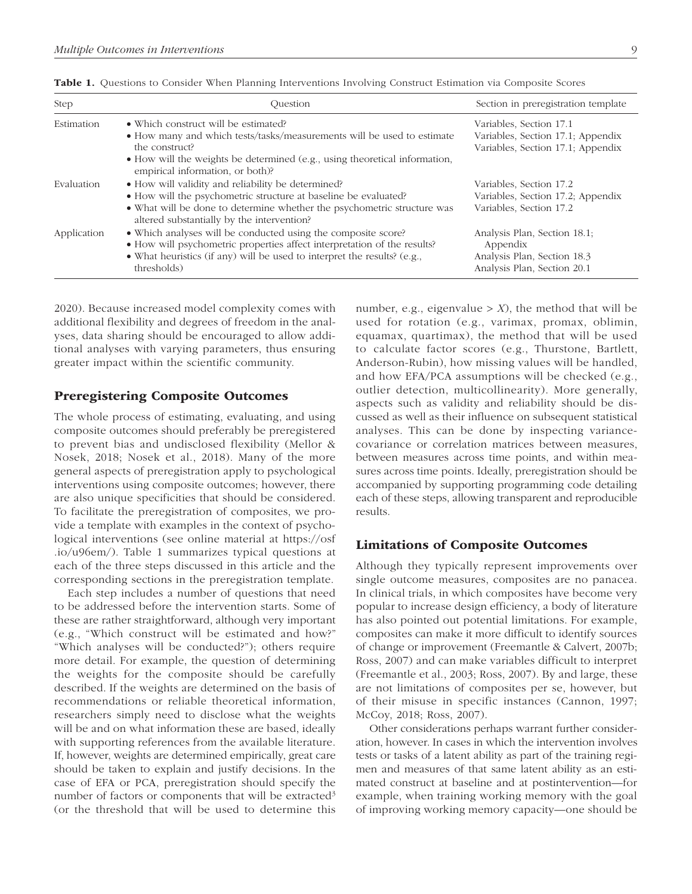**Table 1.** Questions to Consider When Planning Interventions Involving Construct Estimation via Composite Scores

| Step | Question | Section in preregistration template |
|---|---|---|
| Estimation | • Which construct will be estimated? | Variables, Section 17.1 |
| | • How many and which tests/tasks/measurements will be used to estimate the construct? | Variables, Section 17.1; Appendix |
| | • How will the weights be determined (e.g., using theoretical information, empirical information, or both)? | Variables, Section 17.1; Appendix |
| Evaluation | • How will validity and reliability be determined? | Variables, Section 17.2 |
| | • How will the psychometric structure at baseline be evaluated? | Variables, Section 17.2; Appendix |
| | • What will be done to determine whether the psychometric structure was altered substantially by the intervention? | Variables, Section 17.2 |
| Application | • Which analyses will be conducted using the composite score? | Analysis Plan, Section 18.1; Appendix |
| | • How will psychometric properties affect interpretation of the results? | Analysis Plan, Section 18.3 |
| | • What heuristics (if any) will be used to interpret the results? (e.g., thresholds) | Analysis Plan, Section 20.1 |

2020). Because increased model complexity comes with additional flexibility and degrees of freedom in the analyses, data sharing should be encouraged to allow additional analyses with varying parameters, thus ensuring greater impact within the scientific community.

## Preregistering Composite Outcomes

The whole process of estimating, evaluating, and using composite outcomes should preferably be preregistered to prevent bias and undisclosed flexibility (Mellor & Nosek, 2018; Nosek et al., 2018). Many of the more general aspects of preregistration apply to psychological interventions using composite outcomes; however, there are also unique specificities that should be considered. To facilitate the preregistration of composites, we provide a template with examples in the context of psychological interventions (see online material at https://osf.io/u96em/). Table 1 summarizes typical questions at each of the three steps discussed in this article and the corresponding sections in the preregistration template.

Each step includes a number of questions that need to be addressed before the intervention starts. Some of these are rather straightforward, although very important (e.g., "Which construct will be estimated and how?" "Which analyses will be conducted?"); others require more detail. For example, the question of determining the weights for the composite should be carefully described. If the weights are determined on the basis of recommendations or reliable theoretical information, researchers simply need to disclose what the weights will be and on what information these are based, ideally with supporting references from the available literature. If, however, weights are determined empirically, great care should be taken to explain and justify decisions. In the case of EFA or PCA, preregistration should specify the number of factors or components that will be extracted[3] (or the threshold that will be used to determine this number, e.g., eigenvalue > *X*), the method that will be used for rotation (e.g., varimax, promax, oblimin, equamax, quartimax), the method that will be used to calculate factor scores (e.g., Thurstone, Bartlett, Anderson-Rubin), how missing values will be handled, and how EFA/PCA assumptions will be checked (e.g., outlier detection, multicollinearity). More generally, aspects such as validity and reliability should be discussed as well as their influence on subsequent statistical analyses. This can be done by inspecting variance-covariance or correlation matrices between measures, between measures across time points, and within measures across time points. Ideally, preregistration should be accompanied by supporting programming code detailing each of these steps, allowing transparent and reproducible results.

## Limitations of Composite Outcomes

Although they typically represent improvements over single outcome measures, composites are no panacea. In clinical trials, in which composites have become very popular to increase design efficiency, a body of literature has also pointed out potential limitations. For example, composites can make it more difficult to identify sources of change or improvement (Freemantle & Calvert, 2007b; Ross, 2007) and can make variables difficult to interpret (Freemantle et al., 2003; Ross, 2007). By and large, these are not limitations of composites per se, however, but of their misuse in specific instances (Cannon, 1997; McCoy, 2018; Ross, 2007).

Other considerations perhaps warrant further consideration, however. In cases in which the intervention involves tests or tasks of a latent ability as part of the training regimen and measures of that same latent ability as an estimated construct at baseline and at postintervention—for example, when training working memory with the goal of improving working memory capacity—one should be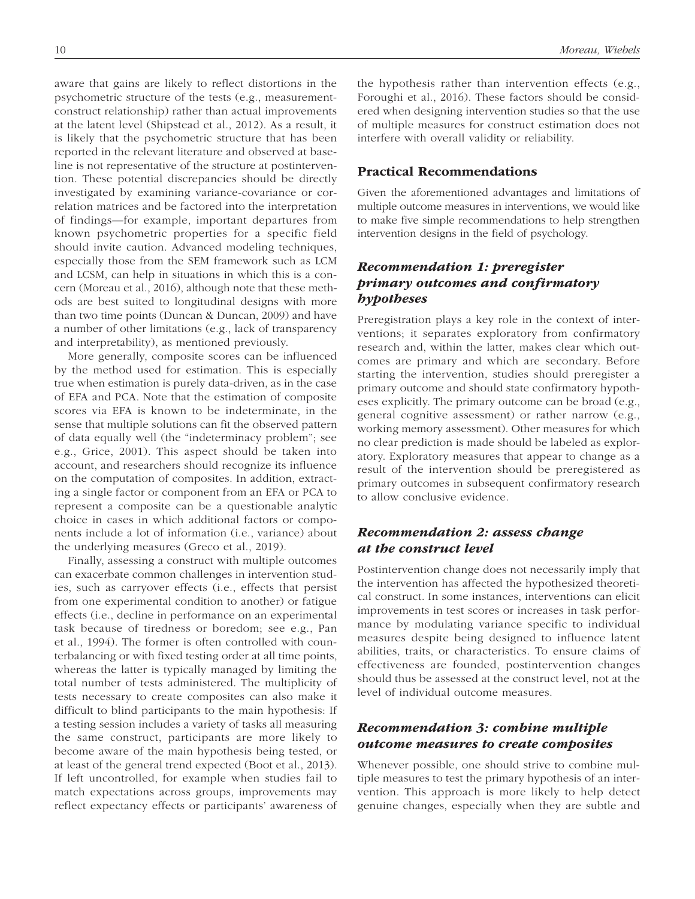aware that gains are likely to reflect distortions in the psychometric structure of the tests (e.g., measurement-construct relationship) rather than actual improvements at the latent level (Shipstead et al., 2012). As a result, it is likely that the psychometric structure that has been reported in the relevant literature and observed at baseline is not representative of the structure at postintervention. These potential discrepancies should be directly investigated by examining variance-covariance or correlation matrices and be factored into the interpretation of findings—for example, important departures from known psychometric properties for a specific field should invite caution. Advanced modeling techniques, especially those from the SEM framework such as LCM and LCSM, can help in situations in which this is a concern (Moreau et al., 2016), although note that these methods are best suited to longitudinal designs with more than two time points (Duncan & Duncan, 2009) and have a number of other limitations (e.g., lack of transparency and interpretability), as mentioned previously.

More generally, composite scores can be influenced by the method used for estimation. This is especially true when estimation is purely data-driven, as in the case of EFA and PCA. Note that the estimation of composite scores via EFA is known to be indeterminate, in the sense that multiple solutions can fit the observed pattern of data equally well (the "indeterminacy problem"; see e.g., Grice, 2001). This aspect should be taken into account, and researchers should recognize its influence on the computation of composites. In addition, extracting a single factor or component from an EFA or PCA to represent a composite can be a questionable analytic choice in cases in which additional factors or components include a lot of information (i.e., variance) about the underlying measures (Greco et al., 2019).

Finally, assessing a construct with multiple outcomes can exacerbate common challenges in intervention studies, such as carryover effects (i.e., effects that persist from one experimental condition to another) or fatigue effects (i.e., decline in performance on an experimental task because of tiredness or boredom; see e.g., Pan et al., 1994). The former is often controlled with counterbalancing or with fixed testing order at all time points, whereas the latter is typically managed by limiting the total number of tests administered. The multiplicity of tests necessary to create composites can also make it difficult to blind participants to the main hypothesis: If a testing session includes a variety of tasks all measuring the same construct, participants are more likely to become aware of the main hypothesis being tested, or at least of the general trend expected (Boot et al., 2013). If left uncontrolled, for example when studies fail to match expectations across groups, improvements may reflect expectancy effects or participants' awareness of the hypothesis rather than intervention effects (e.g., Foroughi et al., 2016). These factors should be considered when designing intervention studies so that the use of multiple measures for construct estimation does not interfere with overall validity or reliability.

## Practical Recommendations

Given the aforementioned advantages and limitations of multiple outcome measures in interventions, we would like to make five simple recommendations to help strengthen intervention designs in the field of psychology.

### *Recommendation 1: preregister primary outcomes and confirmatory hypotheses*

Preregistration plays a key role in the context of interventions; it separates exploratory from confirmatory research and, within the latter, makes clear which outcomes are primary and which are secondary. Before starting the intervention, studies should preregister a primary outcome and should state confirmatory hypotheses explicitly. The primary outcome can be broad (e.g., general cognitive assessment) or rather narrow (e.g., working memory assessment). Other measures for which no clear prediction is made should be labeled as exploratory. Exploratory measures that appear to change as a result of the intervention should be preregistered as primary outcomes in subsequent confirmatory research to allow conclusive evidence.

### *Recommendation 2: assess change at the construct level*

Postintervention change does not necessarily imply that the intervention has affected the hypothesized theoretical construct. In some instances, interventions can elicit improvements in test scores or increases in task performance by modulating variance specific to individual measures despite being designed to influence latent abilities, traits, or characteristics. To ensure claims of effectiveness are founded, postintervention changes should thus be assessed at the construct level, not at the level of individual outcome measures.

### *Recommendation 3: combine multiple outcome measures to create composites*

Whenever possible, one should strive to combine multiple measures to test the primary hypothesis of an intervention. This approach is more likely to help detect genuine changes, especially when they are subtle and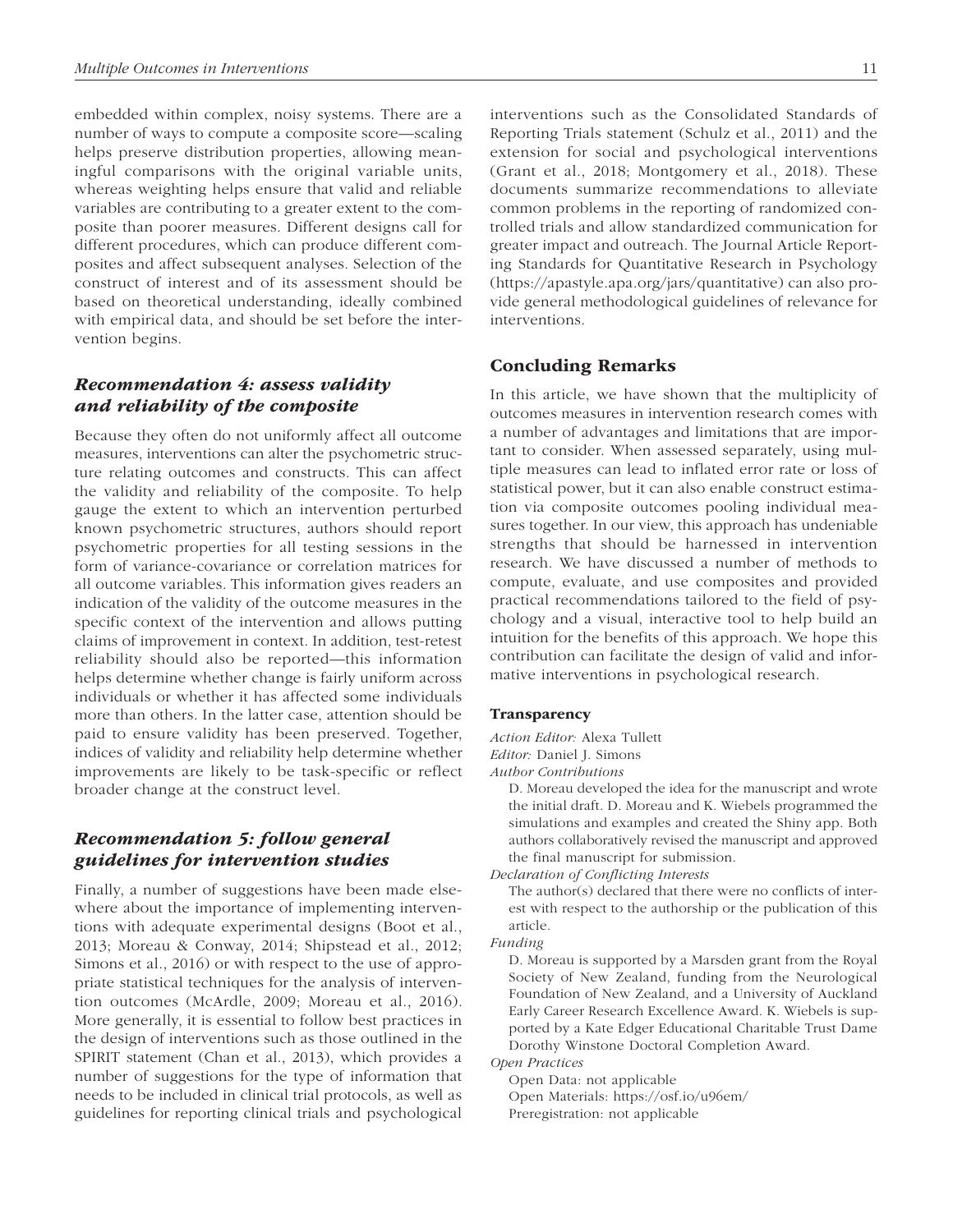embedded within complex, noisy systems. There are a number of ways to compute a composite score—scaling helps preserve distribution properties, allowing meaningful comparisons with the original variable units, whereas weighting helps ensure that valid and reliable variables are contributing to a greater extent to the composite than poorer measures. Different designs call for different procedures, which can produce different composites and affect subsequent analyses. Selection of the construct of interest and of its assessment should be based on theoretical understanding, ideally combined with empirical data, and should be set before the intervention begins.

### *Recommendation 4: assess validity and reliability of the composite*

Because they often do not uniformly affect all outcome measures, interventions can alter the psychometric structure relating outcomes and constructs. This can affect the validity and reliability of the composite. To help gauge the extent to which an intervention perturbed known psychometric structures, authors should report psychometric properties for all testing sessions in the form of variance-covariance or correlation matrices for all outcome variables. This information gives readers an indication of the validity of the outcome measures in the specific context of the intervention and allows putting claims of improvement in context. In addition, test-retest reliability should also be reported—this information helps determine whether change is fairly uniform across individuals or whether it has affected some individuals more than others. In the latter case, attention should be paid to ensure validity has been preserved. Together, indices of validity and reliability help determine whether improvements are likely to be task-specific or reflect broader change at the construct level.

### *Recommendation 5: follow general guidelines for intervention studies*

Finally, a number of suggestions have been made elsewhere about the importance of implementing interventions with adequate experimental designs (Boot et al., 2013; Moreau & Conway, 2014; Shipstead et al., 2012; Simons et al., 2016) or with respect to the use of appropriate statistical techniques for the analysis of intervention outcomes (McArdle, 2009; Moreau et al., 2016). More generally, it is essential to follow best practices in the design of interventions such as those outlined in the SPIRIT statement (Chan et al., 2013), which provides a number of suggestions for the type of information that needs to be included in clinical trial protocols, as well as guidelines for reporting clinical trials and psychological interventions such as the Consolidated Standards of Reporting Trials statement (Schulz et al., 2011) and the extension for social and psychological interventions (Grant et al., 2018; Montgomery et al., 2018). These documents summarize recommendations to alleviate common problems in the reporting of randomized controlled trials and allow standardized communication for greater impact and outreach. The Journal Article Reporting Standards for Quantitative Research in Psychology (https://apastyle.apa.org/jars/quantitative) can also provide general methodological guidelines of relevance for interventions.

## Concluding Remarks

In this article, we have shown that the multiplicity of outcomes measures in intervention research comes with a number of advantages and limitations that are important to consider. When assessed separately, using multiple measures can lead to inflated error rate or loss of statistical power, but it can also enable construct estimation via composite outcomes pooling individual measures together. In our view, this approach has undeniable strengths that should be harnessed in intervention research. We have discussed a number of methods to compute, evaluate, and use composites and provided practical recommendations tailored to the field of psychology and a visual, interactive tool to help build an intuition for the benefits of this approach. We hope this contribution can facilitate the design of valid and informative interventions in psychological research.

#### Transparency

*Action Editor:* Alexa Tullett

*Editor:* Daniel J. Simons

*Author Contributions*

D. Moreau developed the idea for the manuscript and wrote the initial draft. D. Moreau and K. Wiebels programmed the simulations and examples and created the Shiny app. Both authors collaboratively revised the manuscript and approved the final manuscript for submission.

*Declaration of Conflicting Interests*

The author(s) declared that there were no conflicts of interest with respect to the authorship or the publication of this article.

*Funding*

D. Moreau is supported by a Marsden grant from the Royal Society of New Zealand, funding from the Neurological Foundation of New Zealand, and a University of Auckland Early Career Research Excellence Award. K. Wiebels is supported by a Kate Edger Educational Charitable Trust Dame Dorothy Winstone Doctoral Completion Award.

*Open Practices*

Open Data: not applicable

Open Materials: https://osf.io/u96em/

Preregistration: not applicable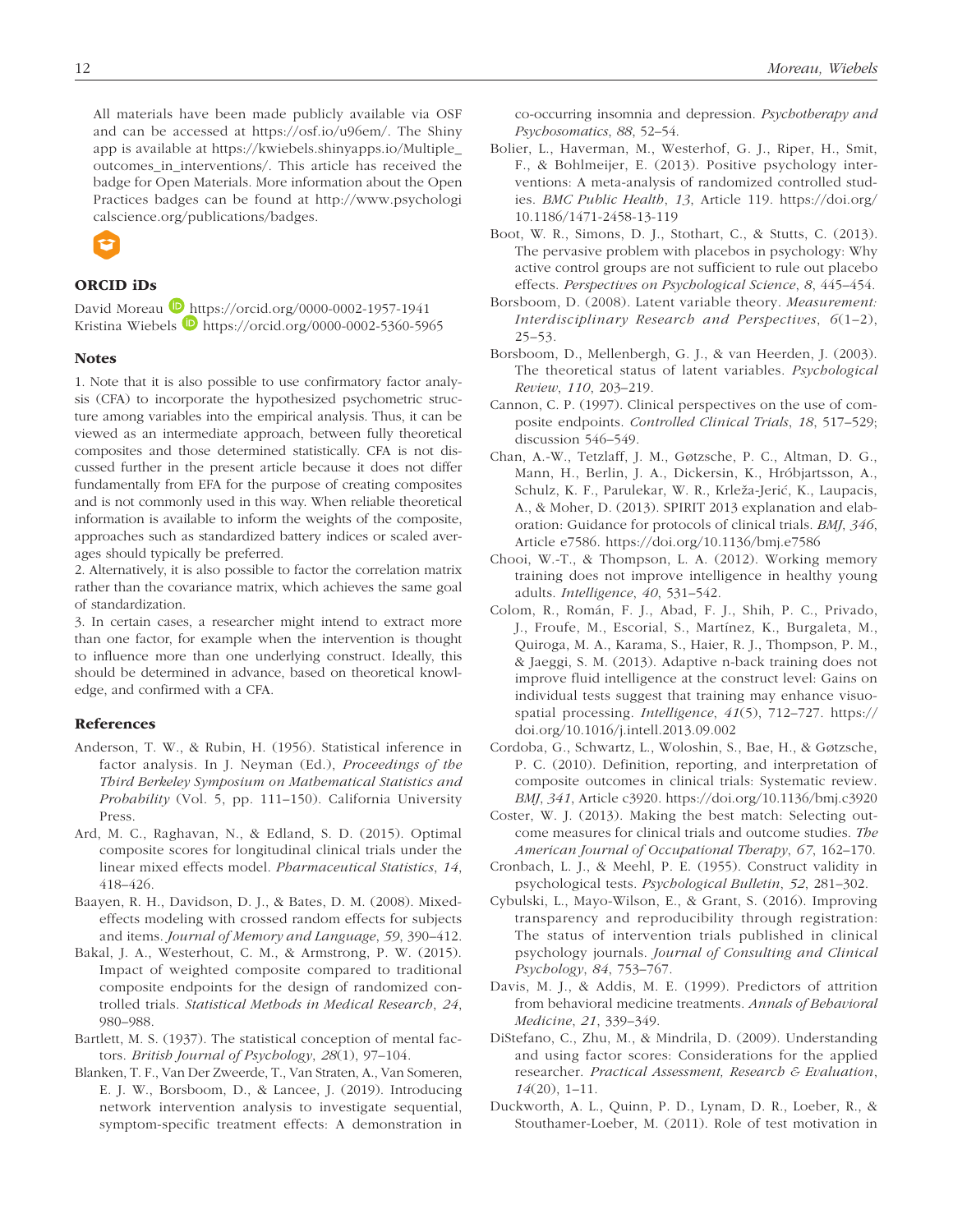All materials have been made publicly available via OSF and can be accessed at https://osf.io/u96em/. The Shiny app is available at https://kwiebels.shinyapps.io/Multiple_outcomes_in_interventions/. This article has received the badge for Open Materials. More information about the Open Practices badges can be found at http://www.psychologicalscience.org/publications/badges.

## ORCID iDs

David Moreau https://orcid.org/0000-0002-1957-1941
Kristina Wiebels https://orcid.org/0000-0002-5360-5965

## Notes

1. Note that it is also possible to use confirmatory factor analysis (CFA) to incorporate the hypothesized psychometric structure among variables into the empirical analysis. Thus, it can be viewed as an intermediate approach, between fully theoretical composites and those determined statistically. CFA is not discussed further in the present article because it does not differ fundamentally from EFA for the purpose of creating composites and is not commonly used in this way. When reliable theoretical information is available to inform the weights of the composite, approaches such as standardized battery indices or scaled averages should typically be preferred.
2. Alternatively, it is also possible to factor the correlation matrix rather than the covariance matrix, which achieves the same goal of standardization.
3. In certain cases, a researcher might intend to extract more than one factor, for example when the intervention is thought to influence more than one underlying construct. Ideally, this should be determined in advance, based on theoretical knowledge, and confirmed with a CFA.

## References

Anderson, T. W., & Rubin, H. (1956). Statistical inference in factor analysis. In J. Neyman (Ed.), *Proceedings of the Third Berkeley Symposium on Mathematical Statistics and Probability* (Vol. 5, pp. 111–150). California University Press.

Ard, M. C., Raghavan, N., & Edland, S. D. (2015). Optimal composite scores for longitudinal clinical trials under the linear mixed effects model. *Pharmaceutical Statistics*, *14*, 418–426.

Baayen, R. H., Davidson, D. J., & Bates, D. M. (2008). Mixed-effects modeling with crossed random effects for subjects and items. *Journal of Memory and Language*, *59*, 390–412.

Bakal, J. A., Westerhout, C. M., & Armstrong, P. W. (2015). Impact of weighted composite compared to traditional composite endpoints for the design of randomized controlled trials. *Statistical Methods in Medical Research*, *24*, 980–988.

Bartlett, M. S. (1937). The statistical conception of mental factors. *British Journal of Psychology*, *28*(1), 97–104.

Blanken, T. F., Van Der Zweerde, T., Van Straten, A., Van Someren, E. J. W., Borsboom, D., & Lancee, J. (2019). Introducing network intervention analysis to investigate sequential, symptom-specific treatment effects: A demonstration in co-occurring insomnia and depression. *Psychotherapy and Psychosomatics*, *88*, 52–54.

Bolier, L., Haverman, M., Westerhof, G. J., Riper, H., Smit, F., & Bohlmeijer, E. (2013). Positive psychology interventions: A meta-analysis of randomized controlled studies. *BMC Public Health*, *13*, Article 119. https://doi.org/10.1186/1471-2458-13-119

Boot, W. R., Simons, D. J., Stothart, C., & Stutts, C. (2013). The pervasive problem with placebos in psychology: Why active control groups are not sufficient to rule out placebo effects. *Perspectives on Psychological Science*, *8*, 445–454.

Borsboom, D. (2008). Latent variable theory. *Measurement: Interdisciplinary Research and Perspectives*, *6*(1–2), 25–53.

Borsboom, D., Mellenbergh, G. J., & van Heerden, J. (2003). The theoretical status of latent variables. *Psychological Review*, *110*, 203–219.

Cannon, C. P. (1997). Clinical perspectives on the use of composite endpoints. *Controlled Clinical Trials*, *18*, 517–529; discussion 546–549.

Chan, A.-W., Tetzlaff, J. M., Gøtzsche, P. C., Altman, D. G., Mann, H., Berlin, J. A., Dickersin, K., Hróbjartsson, A., Schulz, K. F., Parulekar, W. R., Krleža-Jerić, K., Laupacis, A., & Moher, D. (2013). SPIRIT 2013 explanation and elaboration: Guidance for protocols of clinical trials. *BMJ*, *346*, Article e7586. https://doi.org/10.1136/bmj.e7586

Chooi, W.-T., & Thompson, L. A. (2012). Working memory training does not improve intelligence in healthy young adults. *Intelligence*, *40*, 531–542.

Colom, R., Román, F. J., Abad, F. J., Shih, P. C., Privado, J., Froufe, M., Escorial, S., Martínez, K., Burgaleta, M., Quiroga, M. A., Karama, S., Haier, R. J., Thompson, P. M., & Jaeggi, S. M. (2013). Adaptive n-back training does not improve fluid intelligence at the construct level: Gains on individual tests suggest that training may enhance visuospatial processing. *Intelligence*, *41*(5), 712–727. https://doi.org/10.1016/j.intell.2013.09.002

Cordoba, G., Schwartz, L., Woloshin, S., Bae, H., & Gøtzsche, P. C. (2010). Definition, reporting, and interpretation of composite outcomes in clinical trials: Systematic review. *BMJ*, *341*, Article c3920. https://doi.org/10.1136/bmj.c3920

Coster, W. J. (2013). Making the best match: Selecting outcome measures for clinical trials and outcome studies. *The American Journal of Occupational Therapy*, *67*, 162–170.

Cronbach, L. J., & Meehl, P. E. (1955). Construct validity in psychological tests. *Psychological Bulletin*, *52*, 281–302.

Cybulski, L., Mayo-Wilson, E., & Grant, S. (2016). Improving transparency and reproducibility through registration: The status of intervention trials published in clinical psychology journals. *Journal of Consulting and Clinical Psychology*, *84*, 753–767.

Davis, M. J., & Addis, M. E. (1999). Predictors of attrition from behavioral medicine treatments. *Annals of Behavioral Medicine*, *21*, 339–349.

DiStefano, C., Zhu, M., & Mindrila, D. (2009). Understanding and using factor scores: Considerations for the applied researcher. *Practical Assessment, Research & Evaluation*, *14*(20), 1–11.

Duckworth, A. L., Quinn, P. D., Lynam, D. R., Loeber, R., & Stouthamer-Loeber, M. (2011). Role of test motivation in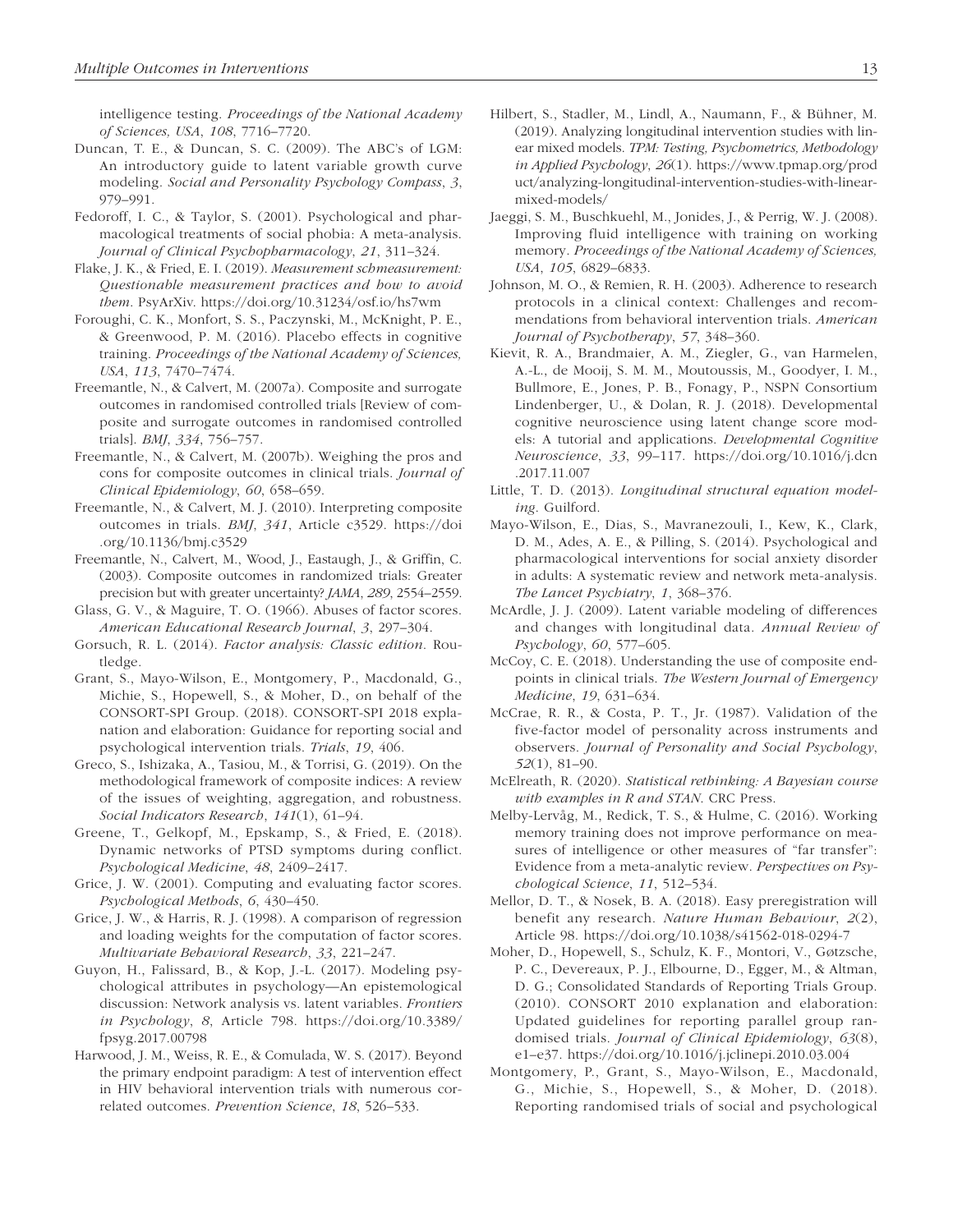intelligence testing. *Proceedings of the National Academy of Sciences, USA*, *108*, 7716–7720.

Duncan, T. E., & Duncan, S. C. (2009). The ABC's of LGM: An introductory guide to latent variable growth curve modeling. *Social and Personality Psychology Compass*, *3*, 979–991.

Fedoroff, I. C., & Taylor, S. (2001). Psychological and pharmacological treatments of social phobia: A meta-analysis. *Journal of Clinical Psychopharmacology*, *21*, 311–324.

Flake, J. K., & Fried, E. I. (2019). *Measurement schmeasurement: Questionable measurement practices and how to avoid them*. PsyArXiv. https://doi.org/10.31234/osf.io/hs7wm

Foroughi, C. K., Monfort, S. S., Paczynski, M., McKnight, P. E., & Greenwood, P. M. (2016). Placebo effects in cognitive training. *Proceedings of the National Academy of Sciences, USA*, *113*, 7470–7474.

Freemantle, N., & Calvert, M. (2007a). Composite and surrogate outcomes in randomised controlled trials [Review of composite and surrogate outcomes in randomised controlled trials]. *BMJ*, *334*, 756–757.

Freemantle, N., & Calvert, M. (2007b). Weighing the pros and cons for composite outcomes in clinical trials. *Journal of Clinical Epidemiology*, *60*, 658–659.

Freemantle, N., & Calvert, M. J. (2010). Interpreting composite outcomes in trials. *BMJ*, *341*, Article c3529. https://doi.org/10.1136/bmj.c3529

Freemantle, N., Calvert, M., Wood, J., Eastaugh, J., & Griffin, C. (2003). Composite outcomes in randomized trials: Greater precision but with greater uncertainty? *JAMA*, *289*, 2554–2559.

Glass, G. V., & Maguire, T. O. (1966). Abuses of factor scores. *American Educational Research Journal*, *3*, 297–304.

Gorsuch, R. L. (2014). *Factor analysis: Classic edition*. Routledge.

Grant, S., Mayo-Wilson, E., Montgomery, P., Macdonald, G., Michie, S., Hopewell, S., & Moher, D., on behalf of the CONSORT-SPI Group. (2018). CONSORT-SPI 2018 explanation and elaboration: Guidance for reporting social and psychological intervention trials. *Trials*, *19*, 406.

Greco, S., Ishizaka, A., Tasiou, M., & Torrisi, G. (2019). On the methodological framework of composite indices: A review of the issues of weighting, aggregation, and robustness. *Social Indicators Research*, *141*(1), 61–94.

Greene, T., Gelkopf, M., Epskamp, S., & Fried, E. (2018). Dynamic networks of PTSD symptoms during conflict. *Psychological Medicine*, *48*, 2409–2417.

Grice, J. W. (2001). Computing and evaluating factor scores. *Psychological Methods*, *6*, 430–450.

Grice, J. W., & Harris, R. J. (1998). A comparison of regression and loading weights for the computation of factor scores. *Multivariate Behavioral Research*, *33*, 221–247.

Guyon, H., Falissard, B., & Kop, J.-L. (2017). Modeling psychological attributes in psychology—An epistemological discussion: Network analysis vs. latent variables. *Frontiers in Psychology*, *8*, Article 798. https://doi.org/10.3389/fpsyg.2017.00798

Harwood, J. M., Weiss, R. E., & Comulada, W. S. (2017). Beyond the primary endpoint paradigm: A test of intervention effect in HIV behavioral intervention trials with numerous correlated outcomes. *Prevention Science*, *18*, 526–533.

Hilbert, S., Stadler, M., Lindl, A., Naumann, F., & Bühner, M. (2019). Analyzing longitudinal intervention studies with linear mixed models. *TPM: Testing, Psychometrics, Methodology in Applied Psychology*, *26*(1). https://www.tpmap.org/product/analyzing-longitudinal-intervention-studies-with-linear-mixed-models/

Jaeggi, S. M., Buschkuehl, M., Jonides, J., & Perrig, W. J. (2008). Improving fluid intelligence with training on working memory. *Proceedings of the National Academy of Sciences, USA*, *105*, 6829–6833.

Johnson, M. O., & Remien, R. H. (2003). Adherence to research protocols in a clinical context: Challenges and recommendations from behavioral intervention trials. *American Journal of Psychotherapy*, *57*, 348–360.

Kievit, R. A., Brandmaier, A. M., Ziegler, G., van Harmelen, A.-L., de Mooij, S. M. M., Moutoussis, M., Goodyer, I. M., Bullmore, E., Jones, P. B., Fonagy, P., NSPN Consortium Lindenberger, U., & Dolan, R. J. (2018). Developmental cognitive neuroscience using latent change score models: A tutorial and applications. *Developmental Cognitive Neuroscience*, *33*, 99–117. https://doi.org/10.1016/j.dcn.2017.11.007

Little, T. D. (2013). *Longitudinal structural equation modeling*. Guilford.

Mayo-Wilson, E., Dias, S., Mavranezouli, I., Kew, K., Clark, D. M., Ades, A. E., & Pilling, S. (2014). Psychological and pharmacological interventions for social anxiety disorder in adults: A systematic review and network meta-analysis. *The Lancet Psychiatry*, *1*, 368–376.

McArdle, J. J. (2009). Latent variable modeling of differences and changes with longitudinal data. *Annual Review of Psychology*, *60*, 577–605.

McCoy, C. E. (2018). Understanding the use of composite endpoints in clinical trials. *The Western Journal of Emergency Medicine*, *19*, 631–634.

McCrae, R. R., & Costa, P. T., Jr. (1987). Validation of the five-factor model of personality across instruments and observers. *Journal of Personality and Social Psychology*, *52*(1), 81–90.

McElreath, R. (2020). *Statistical rethinking: A Bayesian course with examples in R and STAN*. CRC Press.

Melby-Lervåg, M., Redick, T. S., & Hulme, C. (2016). Working memory training does not improve performance on measures of intelligence or other measures of "far transfer": Evidence from a meta-analytic review. *Perspectives on Psychological Science*, *11*, 512–534.

Mellor, D. T., & Nosek, B. A. (2018). Easy preregistration will benefit any research. *Nature Human Behaviour*, *2*(2), Article 98. https://doi.org/10.1038/s41562-018-0294-7

Moher, D., Hopewell, S., Schulz, K. F., Montori, V., Gøtzsche, P. C., Devereaux, P. J., Elbourne, D., Egger, M., & Altman, D. G.; Consolidated Standards of Reporting Trials Group. (2010). CONSORT 2010 explanation and elaboration: Updated guidelines for reporting parallel group randomised trials. *Journal of Clinical Epidemiology*, *63*(8), e1–e37. https://doi.org/10.1016/j.jclinepi.2010.03.004

Montgomery, P., Grant, S., Mayo-Wilson, E., Macdonald, G., Michie, S., Hopewell, S., & Moher, D. (2018). Reporting randomised trials of social and psychological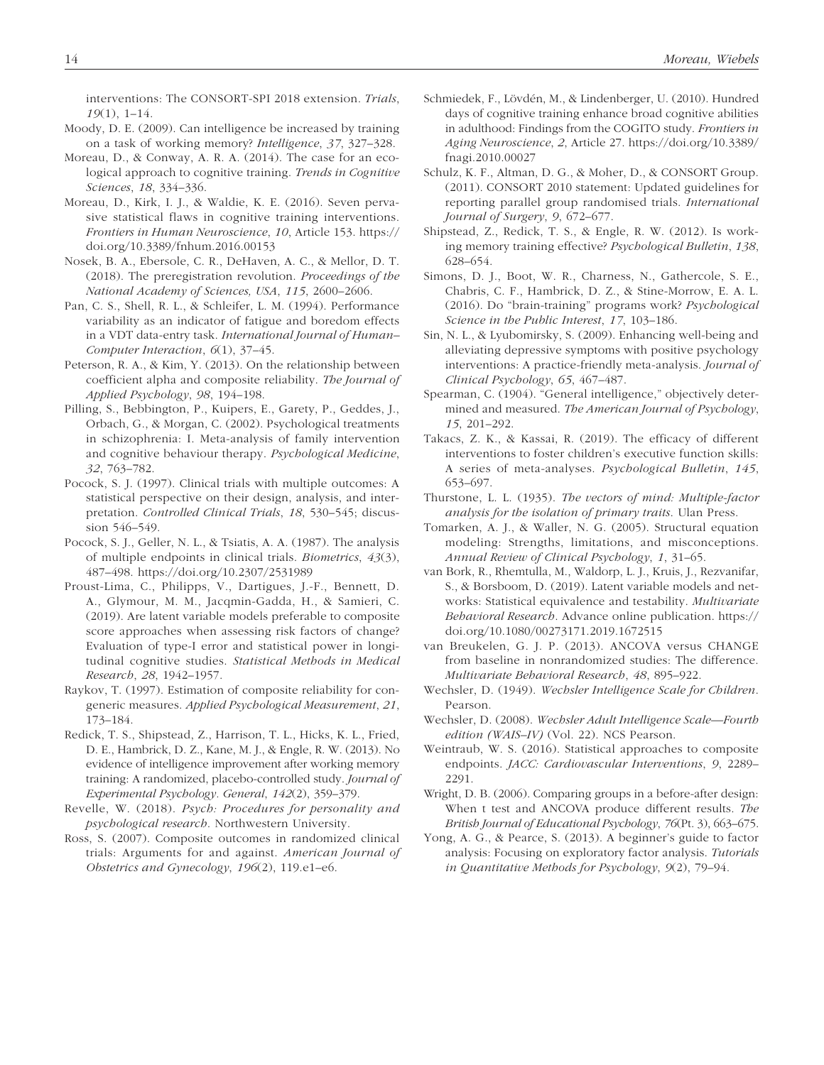interventions: The CONSORT-SPI 2018 extension. *Trials*, *19*(1), 1–14.

Moody, D. E. (2009). Can intelligence be increased by training on a task of working memory? *Intelligence*, *37*, 327–328.

Moreau, D., & Conway, A. R. A. (2014). The case for an ecological approach to cognitive training. *Trends in Cognitive Sciences*, *18*, 334–336.

Moreau, D., Kirk, I. J., & Waldie, K. E. (2016). Seven pervasive statistical flaws in cognitive training interventions. *Frontiers in Human Neuroscience*, *10*, Article 153. https://doi.org/10.3389/fnhum.2016.00153

Nosek, B. A., Ebersole, C. R., DeHaven, A. C., & Mellor, D. T. (2018). The preregistration revolution. *Proceedings of the National Academy of Sciences, USA*, *115*, 2600–2606.

Pan, C. S., Shell, R. L., & Schleifer, L. M. (1994). Performance variability as an indicator of fatigue and boredom effects in a VDT data-entry task. *International Journal of Human–Computer Interaction*, *6*(1), 37–45.

Peterson, R. A., & Kim, Y. (2013). On the relationship between coefficient alpha and composite reliability. *The Journal of Applied Psychology*, *98*, 194–198.

Pilling, S., Bebbington, P., Kuipers, E., Garety, P., Geddes, J., Orbach, G., & Morgan, C. (2002). Psychological treatments in schizophrenia: I. Meta-analysis of family intervention and cognitive behaviour therapy. *Psychological Medicine*, *32*, 763–782.

Pocock, S. J. (1997). Clinical trials with multiple outcomes: A statistical perspective on their design, analysis, and interpretation. *Controlled Clinical Trials*, *18*, 530–545; discussion 546–549.

Pocock, S. J., Geller, N. L., & Tsiatis, A. A. (1987). The analysis of multiple endpoints in clinical trials. *Biometrics*, *43*(3), 487–498. https://doi.org/10.2307/2531989

Proust-Lima, C., Philipps, V., Dartigues, J.-F., Bennett, D. A., Glymour, M. M., Jacqmin-Gadda, H., & Samieri, C. (2019). Are latent variable models preferable to composite score approaches when assessing risk factors of change? Evaluation of type-I error and statistical power in longitudinal cognitive studies. *Statistical Methods in Medical Research*, *28*, 1942–1957.

Raykov, T. (1997). Estimation of composite reliability for congeneric measures. *Applied Psychological Measurement*, *21*, 173–184.

Redick, T. S., Shipstead, Z., Harrison, T. L., Hicks, K. L., Fried, D. E., Hambrick, D. Z., Kane, M. J., & Engle, R. W. (2013). No evidence of intelligence improvement after working memory training: A randomized, placebo-controlled study. *Journal of Experimental Psychology. General*, *142*(2), 359–379.

Revelle, W. (2018). *Psych: Procedures for personality and psychological research*. Northwestern University.

Ross, S. (2007). Composite outcomes in randomized clinical trials: Arguments for and against. *American Journal of Obstetrics and Gynecology*, *196*(2), 119.e1–e6.

Schmiedek, F., Lövdén, M., & Lindenberger, U. (2010). Hundred days of cognitive training enhance broad cognitive abilities in adulthood: Findings from the COGITO study. *Frontiers in Aging Neuroscience*, *2*, Article 27. https://doi.org/10.3389/fnagi.2010.00027

Schulz, K. F., Altman, D. G., & Moher, D., & CONSORT Group. (2011). CONSORT 2010 statement: Updated guidelines for reporting parallel group randomised trials. *International Journal of Surgery*, *9*, 672–677.

Shipstead, Z., Redick, T. S., & Engle, R. W. (2012). Is working memory training effective? *Psychological Bulletin*, *138*, 628–654.

Simons, D. J., Boot, W. R., Charness, N., Gathercole, S. E., Chabris, C. F., Hambrick, D. Z., & Stine-Morrow, E. A. L. (2016). Do "brain-training" programs work? *Psychological Science in the Public Interest*, *17*, 103–186.

Sin, N. L., & Lyubomirsky, S. (2009). Enhancing well-being and alleviating depressive symptoms with positive psychology interventions: A practice-friendly meta-analysis. *Journal of Clinical Psychology*, *65*, 467–487.

Spearman, C. (1904). "General intelligence," objectively determined and measured. *The American Journal of Psychology*, *15*, 201–292.

Takacs, Z. K., & Kassai, R. (2019). The efficacy of different interventions to foster children's executive function skills: A series of meta-analyses. *Psychological Bulletin*, *145*, 653–697.

Thurstone, L. L. (1935). *The vectors of mind: Multiple-factor analysis for the isolation of primary traits*. Ulan Press.

Tomarken, A. J., & Waller, N. G. (2005). Structural equation modeling: Strengths, limitations, and misconceptions. *Annual Review of Clinical Psychology*, *1*, 31–65.

van Bork, R., Rhemtulla, M., Waldorp, L. J., Kruis, J., Rezvanifar, S., & Borsboom, D. (2019). Latent variable models and networks: Statistical equivalence and testability. *Multivariate Behavioral Research*. Advance online publication. https://doi.org/10.1080/00273171.2019.1672515

van Breukelen, G. J. P. (2013). ANCOVA versus CHANGE from baseline in nonrandomized studies: The difference. *Multivariate Behavioral Research*, *48*, 895–922.

Wechsler, D. (1949). *Wechsler Intelligence Scale for Children*. Pearson.

Wechsler, D. (2008). *Wechsler Adult Intelligence Scale—Fourth edition (WAIS–IV)* (Vol. 22). NCS Pearson.

Weintraub, W. S. (2016). Statistical approaches to composite endpoints. *JACC: Cardiovascular Interventions*, *9*, 2289–2291.

Wright, D. B. (2006). Comparing groups in a before-after design: When t test and ANCOVA produce different results. *The British Journal of Educational Psychology*, *76*(Pt. 3), 663–675.

Yong, A. G., & Pearce, S. (2013). A beginner's guide to factor analysis: Focusing on exploratory factor analysis. *Tutorials in Quantitative Methods for Psychology*, *9*(2), 79–94.